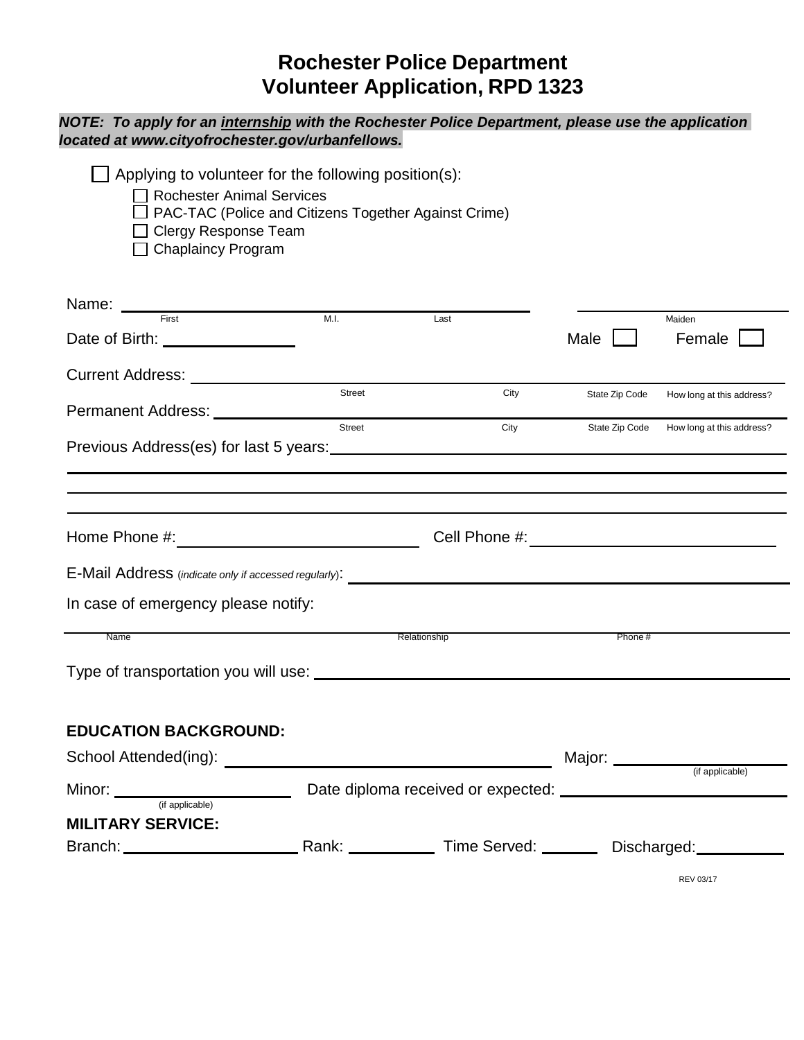# Rochester Police Department
# Volunteer Application, RPD 1323

***NOTE: To apply for an internship with the Rochester Police Department, please use the application located at www.cityofrochester.gov/urbanfellows.***

☐ Applying to volunteer for the following position(s):

- ☐ Rochester Animal Services
- ☐ PAC-TAC (Police and Citizens Together Against Crime)
- ☐ Clergy Response Team
- ☐ Chaplaincy Program

Name: ____________________________________________ ____________________
First M.I. Last Maiden

Date of Birth: ______________ Male ☐ Female ☐

Current Address: ______________________________________________________
Street City State Zip Code How long at this address?

Permanent Address: ____________________________________________________
Street City State Zip Code How long at this address?

Previous Address(es) for last 5 years: __________________________________

______________________________________________________________________

______________________________________________________________________

______________________________________________________________________

Home Phone #: ______________________ Cell Phone #: ______________________

E-Mail Address (*indicate only if accessed regularly*): ___________________________

In case of emergency please notify:

______________________________________________________________________
Name Relationship Phone #

Type of transportation you will use: ____________________________________

**EDUCATION BACKGROUND:**

School Attended(ing): ______________________________ Major: ______________
(if applicable)

Minor: __________________ Date diploma received or expected: ______________
(if applicable)

**MILITARY SERVICE:**

Branch: __________________ Rank: __________ Time Served: ______ Discharged: __________

REV 03/17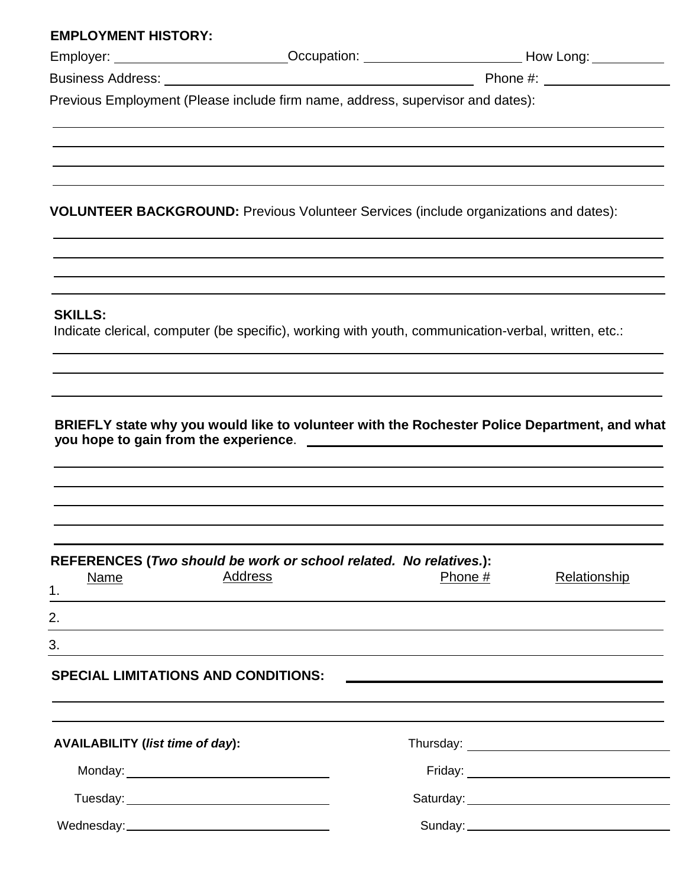**EMPLOYMENT HISTORY:**

Employer: ______________________ Occupation: ____________________ How Long: __________

Business Address: __________________________________________ Phone #: ________________

Previous Employment (Please include firm name, address, supervisor and dates):

______________________________________________________________________________

______________________________________________________________________________

______________________________________________________________________________

______________________________________________________________________________

**VOLUNTEER BACKGROUND:** Previous Volunteer Services (include organizations and dates):

______________________________________________________________________________

______________________________________________________________________________

______________________________________________________________________________

______________________________________________________________________________

**SKILLS:**

Indicate clerical, computer (be specific), working with youth, communication-verbal, written, etc.:

______________________________________________________________________________

______________________________________________________________________________

______________________________________________________________________________

**BRIEFLY state why you would like to volunteer with the Rochester Police Department, and what you hope to gain from the experience**. ______________________________________________

______________________________________________________________________________

______________________________________________________________________________

______________________________________________________________________________

______________________________________________________________________________

______________________________________________________________________________

**REFERENCES (*Two should be work or school related. No relatives.*):**

| | Name | Address | Phone # | Relationship |
|---|---|---|---|---|
| 1. | | | | |
| 2. | | | | |
| 3. | | | | |

**SPECIAL LIMITATIONS AND CONDITIONS:** ______________________________________________

______________________________________________________________________________

______________________________________________________________________________

**AVAILABILITY (*list time of day*):**

Monday: ____________________________

Tuesday: ____________________________

Wednesday: ____________________________

Thursday: ____________________________

Friday: ____________________________

Saturday: ____________________________

Sunday: ____________________________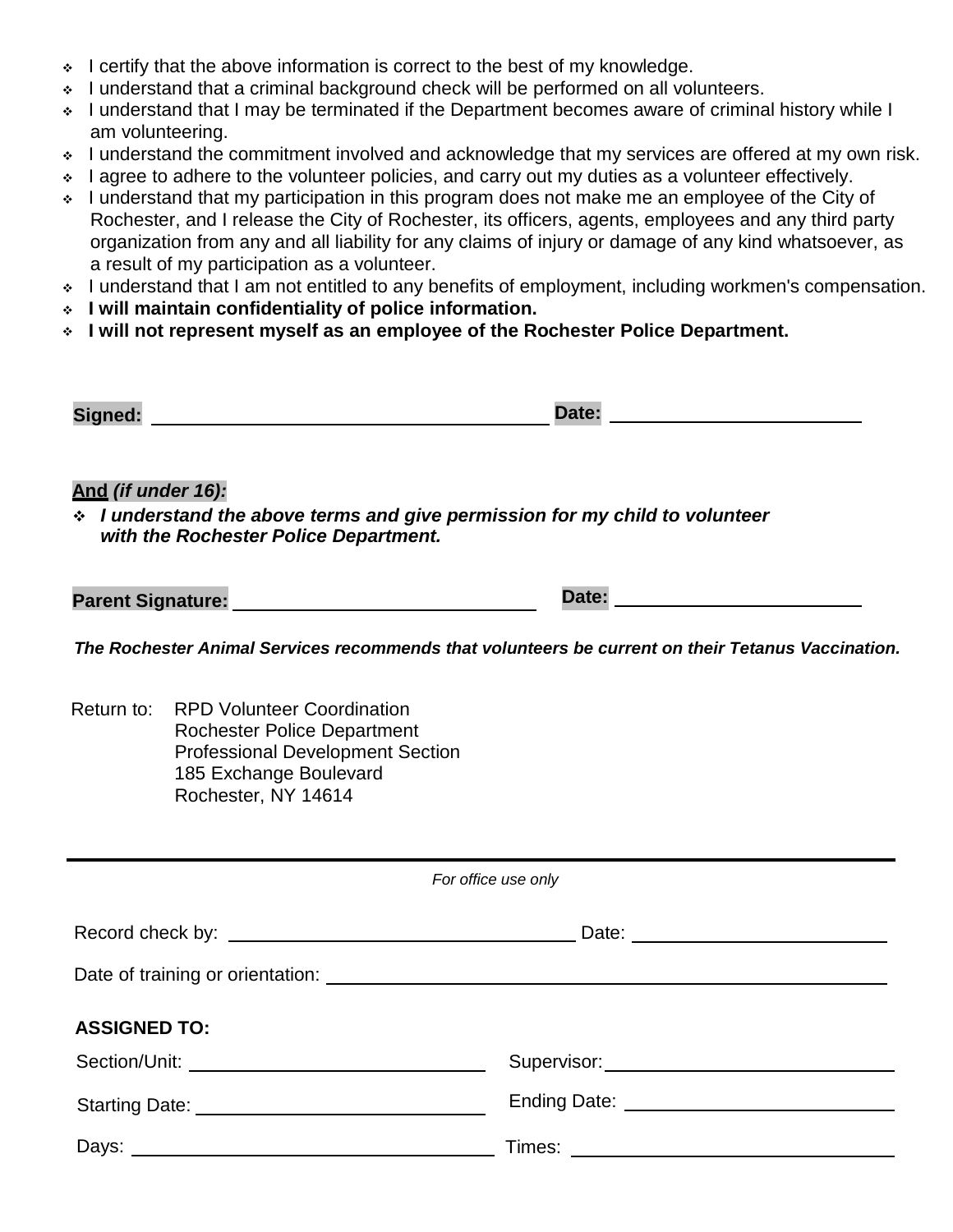- I certify that the above information is correct to the best of my knowledge.
- I understand that a criminal background check will be performed on all volunteers.
- I understand that I may be terminated if the Department becomes aware of criminal history while I am volunteering.
- I understand the commitment involved and acknowledge that my services are offered at my own risk.
- I agree to adhere to the volunteer policies, and carry out my duties as a volunteer effectively.
- I understand that my participation in this program does not make me an employee of the City of Rochester, and I release the City of Rochester, its officers, agents, employees and any third party organization from any and all liability for any claims of injury or damage of any kind whatsoever, as a result of my participation as a volunteer.
- I understand that I am not entitled to any benefits of employment, including workmen's compensation.
- **I will maintain confidentiality of police information.**
- **I will not represent myself as an employee of the Rochester Police Department.**

**Signed:** ______________________________ **Date:** ____________________

**And** ***(if under 16):***

- ***I understand the above terms and give permission for my child to volunteer with the Rochester Police Department.***

**Parent Signature:** ______________________________ **Date:** ____________________

***The Rochester Animal Services recommends that volunteers be current on their Tetanus Vaccination.***

Return to: RPD Volunteer Coordination
Rochester Police Department
Professional Development Section
185 Exchange Boulevard
Rochester, NY 14614

---

*For office use only*

Record check by: ______________________________ Date: ____________________

Date of training or orientation: ______________________________

**ASSIGNED TO:**

Section/Unit: ____________________ Supervisor: ____________________

Starting Date: ____________________ Ending Date: ____________________

Days: ____________________ Times: ____________________